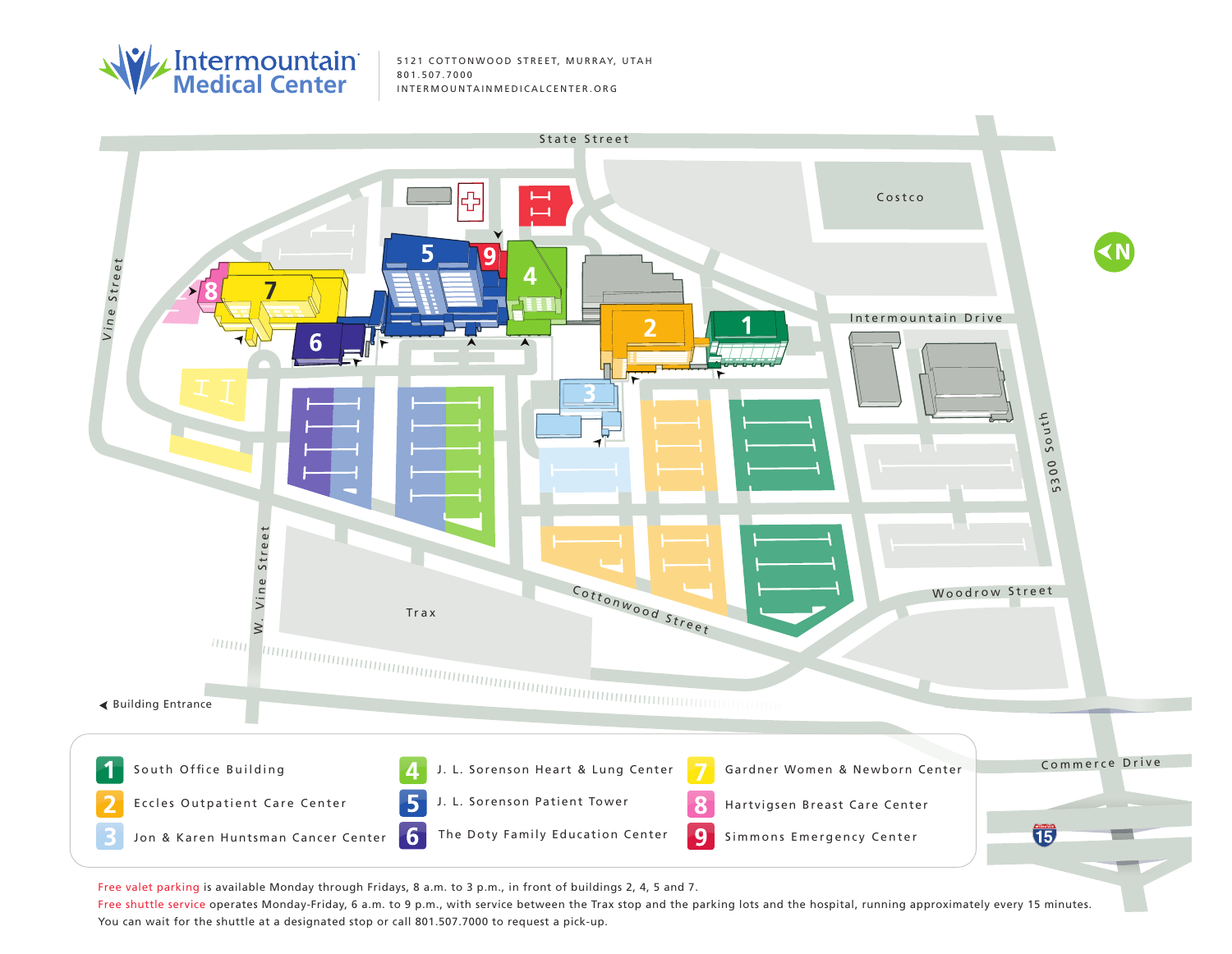# Intermountain Medical Center

5121 COTTONWOOD STREET, MURRAY, UTAH
801.507.7000
INTERMOUNTAINMEDICALCENTER.ORG

State Street

Costco

Intermountain Drive

Vine Street

5300 South

W. Vine Street

Trax

Cottonwood Street

Woodrow Street

Commerce Drive

◀ Building Entrance

1. South Office Building
2. Eccles Outpatient Care Center
3. Jon & Karen Huntsman Cancer Center
4. J. L. Sorenson Heart & Lung Center
5. J. L. Sorenson Patient Tower
6. The Doty Family Education Center
7. Gardner Women & Newborn Center
8. Hartvigsen Breast Care Center
9. Simmons Emergency Center

Free valet parking is available Monday through Fridays, 8 a.m. to 3 p.m., in front of buildings 2, 4, 5 and 7.

Free shuttle service operates Monday-Friday, 6 a.m. to 9 p.m., with service between the Trax stop and the parking lots and the hospital, running approximately every 15 minutes. You can wait for the shuttle at a designated stop or call 801.507.7000 to request a pick-up.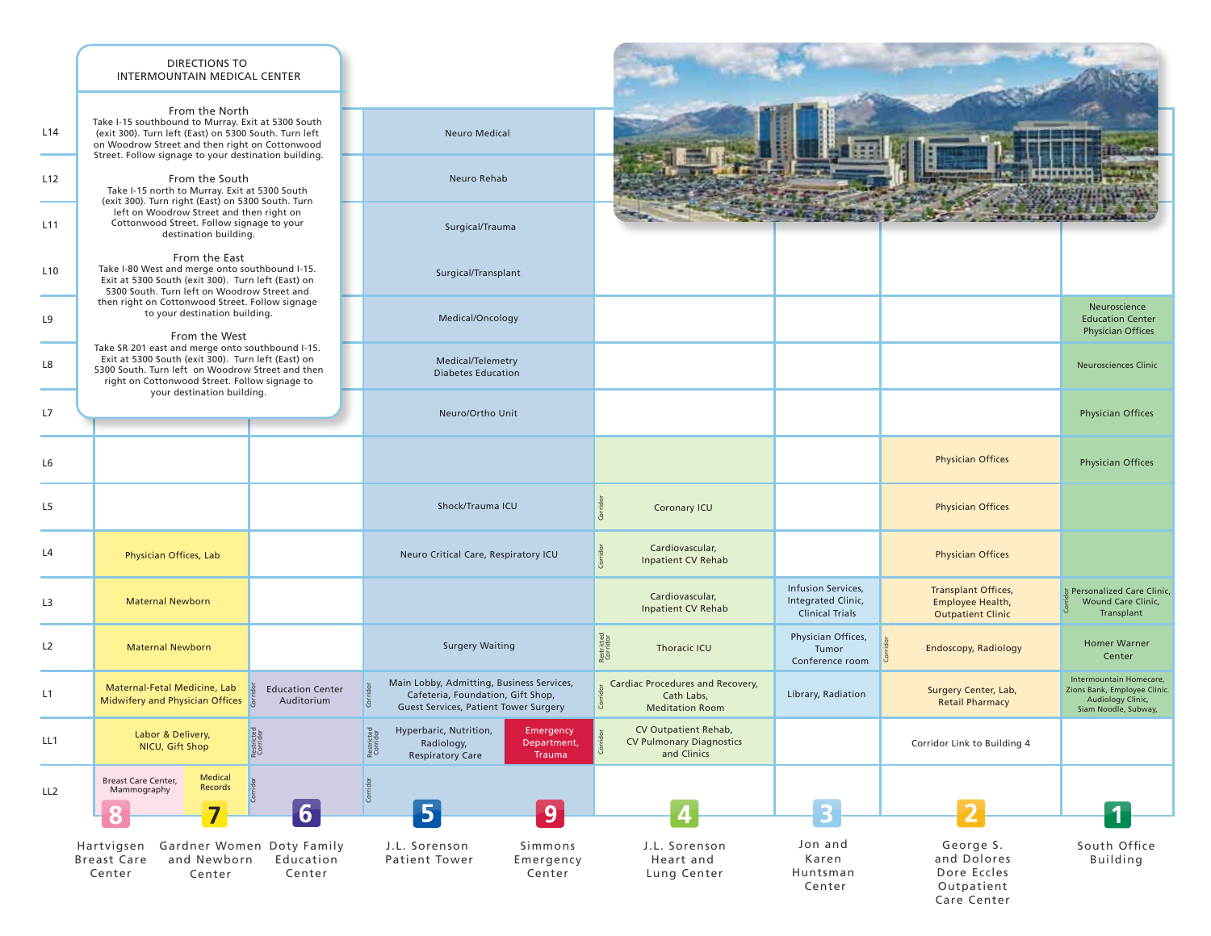## DIRECTIONS TO INTERMOUNTAIN MEDICAL CENTER

### From the North

Take I-15 southbound to Murray. Exit at 5300 South (exit 300). Turn left (East) on 5300 South. Turn left on Woodrow Street and then right on Cottonwood Street. Follow signage to your destination building.

### From the South

Take I-15 north to Murray. Exit at 5300 South (exit 300). Turn right (East) on 5300 South. Turn left on Woodrow Street and then right on Cottonwood Street. Follow signage to your destination building.

### From the East

Take I-80 West and merge onto southbound I-15. Exit at 5300 South (exit 300). Turn left on 5300 South. Turn left on Woodrow Street and then right on Cottonwood Street. Follow signage to your destination building.

### From the West

Take SR 201 east and merge onto southbound I-15. Exit at 5300 South (exit 300). Turn left (East) on 5300 South. Turn left on Woodrow Street and then right on Cottonwood Street. Follow signage to your destination building.

| Level | 8 Hartvigsen Breast Care Center | 7 Gardner Women and Newborn Center | 6 Doty Family Education Center | 5 J.L. Sorenson Patient Tower | 9 Simmons Emergency Center | 4 J.L. Sorenson Heart and Lung Center | 3 Jon and Karen Huntsman Center | 2 George S. and Dolores Dore Eccles Outpatient Care Center | 1 South Office Building |
|---|---|---|---|---|---|---|---|---|---|
| L14 | | | | Neuro Medical | | | | | |
| L12 | | | | Neuro Rehab | | | | | |
| L11 | | | | Surgical/Trauma | | | | | |
| L10 | | | | Surgical/Transplant | | | | | |
| L9 | | | | Medical/Oncology | | | | | Neuroscience Education Center Physician Offices |
| L8 | | | | Medical/Telemetry Diabetes Education | | | | | Neurosciences Clinic |
| L7 | | | | Neuro/Ortho Unit | | | | | Physician Offices |
| L6 | | | | | | | | Physician Offices | Physician Offices |
| L5 | | | | Shock/Trauma ICU | | Corridor Coronary ICU | | Physician Offices | |
| L4 | Physician Offices, Lab | | | Neuro Critical Care, Respiratory ICU | | Corridor Cardiovascular, Inpatient CV Rehab | | Physician Offices | |
| L3 | Maternal Newborn | | | | | Cardiovascular, Inpatient CV Rehab | Infusion Services, Integrated Clinic, Clinical Trials | Transplant Offices, Employee Health, Outpatient Clinic | Corridor Personalized Care Clinic, Wound Care Clinic, Transplant |
| L2 | Maternal Newborn | | | Surgery Waiting | | Restricted Corridor Thoracic ICU | Physician Offices, Tumor Conference room | Corridor Endoscopy, Radiology | Homer Warner Center |
| L1 | Maternal-Fetal Medicine, Lab Midwifery and Physician Offices | | Corridor Education Center Auditorium | Corridor Main Lobby, Admitting, Business Services, Cafeteria, Foundation, Gift Shop, Guest Services, Patient Tower Surgery | | Corridor Cardiac Procedures and Recovery, Cath Labs, Meditation Room | Library, Radiation | Surgery Center, Lab, Retail Pharmacy | Intermountain Homecare, Zions Bank, Employee Clinic, Audiology Clinic, Siam Noodle, Subway, |
| LL1 | Labor & Delivery, NICU, Gift Shop | | Restricted Corridor | Restricted Corridor Hyperbaric, Nutrition, Radiology, Respiratory Care | Emergency Department, Trauma | Corridor CV Outpatient Rehab, CV Pulmonary Diagnostics and Clinics | | Corridor Link to Building 4 | |
| LL2 | Breast Care Center, Mammography | Medical Records | Corridor | Corridor | | | | | |